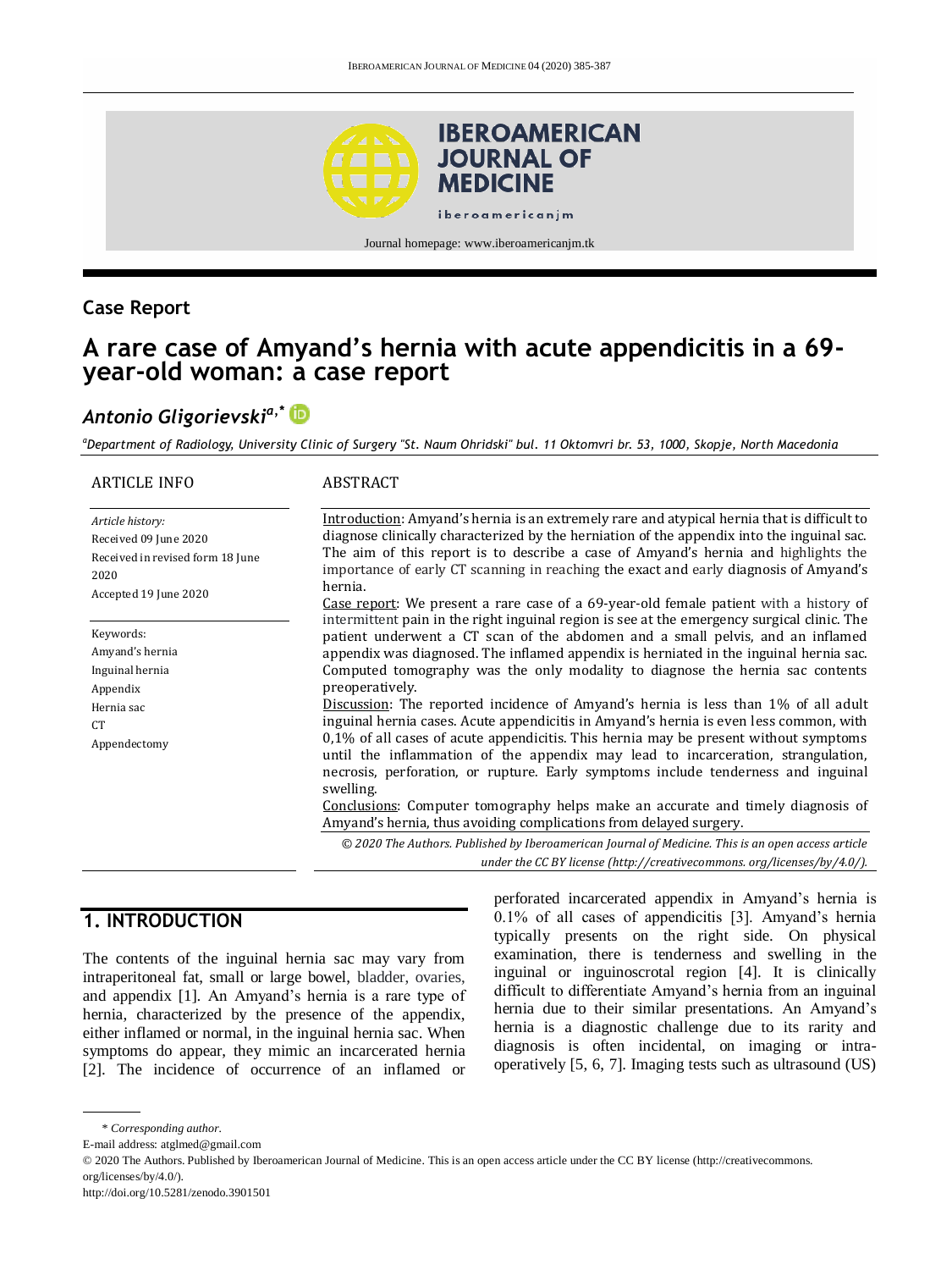## Case Report

# A rare case of Amyand's hernia with acute appendicitis in a 69-year-old woman: a case report

***Antonio Gligorievski*** [a,*]

[a]*Department of Radiology, University Clinic of Surgery "St. Naum Ohridski" bul. 11 Oktomvri br. 53, 1000, Skopje, North Macedonia*

**ARTICLE INFO**

*Article history:*
Received 09 June 2020
Received in revised form 18 June 2020
Accepted 19 June 2020

Keywords:
Amyand's hernia
Inguinal hernia
Appendix
Hernia sac
CT
Appendectomy

**ABSTRACT**

Introduction: Amyand's hernia is an extremely rare and atypical hernia that is difficult to diagnose clinically characterized by the herniation of the appendix into the inguinal sac. The aim of this report is to describe a case of Amyand's hernia and highlights the importance of early CT scanning in reaching the exact and early diagnosis of Amyand's hernia.

Case report: We present a rare case of a 69-year-old female patient with a history of intermittent pain in the right inguinal region is see at the emergency surgical clinic. The patient underwent a CT scan of the abdomen and a small pelvis, and an inflamed appendix was diagnosed. The inflamed appendix is herniated in the inguinal hernia sac. Computed tomography was the only modality to diagnose the hernia sac contents preoperatively.

Discussion: The reported incidence of Amyand's hernia is less than 1% of all adult inguinal hernia cases. Acute appendicitis in Amyand's hernia is even less common, with 0,1% of all cases of acute appendicitis. This hernia may be present without symptoms until the inflammation of the appendix may lead to incarceration, strangulation, necrosis, perforation, or rupture. Early symptoms include tenderness and inguinal swelling.

Conclusions: Computer tomography helps make an accurate and timely diagnosis of Amyand's hernia, thus avoiding complications from delayed surgery.

*© 2020 The Authors. Published by Iberoamerican Journal of Medicine. This is an open access article under the CC BY license (http://creativecommons. org/licenses/by/4.0/).*

## 1. INTRODUCTION

The contents of the inguinal hernia sac may vary from intraperitoneal fat, small or large bowel, bladder, ovaries, and appendix [1]. An Amyand's hernia is a rare type of hernia, characterized by the presence of the appendix, either inflamed or normal, in the inguinal hernia sac. When symptoms do appear, they mimic an incarcerated hernia [2]. The incidence of occurrence of an inflamed or perforated incarcerated appendix in Amyand's hernia is 0.1% of all cases of appendicitis [3]. Amyand's hernia typically presents on the right side. On physical examination, there is tenderness and swelling in the inguinal or inguinoscrotal region [4]. It is clinically difficult to differentiate Amyand's hernia from an inguinal hernia due to their similar presentations. An Amyand's hernia is a diagnostic challenge due to its rarity and diagnosis is often incidental, on imaging or intra-operatively [5, 6, 7]. Imaging tests such as ultrasound (US)

\* *Corresponding author.*
E-mail address: atglmed@gmail.com
© 2020 The Authors. Published by Iberoamerican Journal of Medicine. This is an open access article under the CC BY license (http://creativecommons. org/licenses/by/4.0/).
http://doi.org/10.5281/zenodo.3901501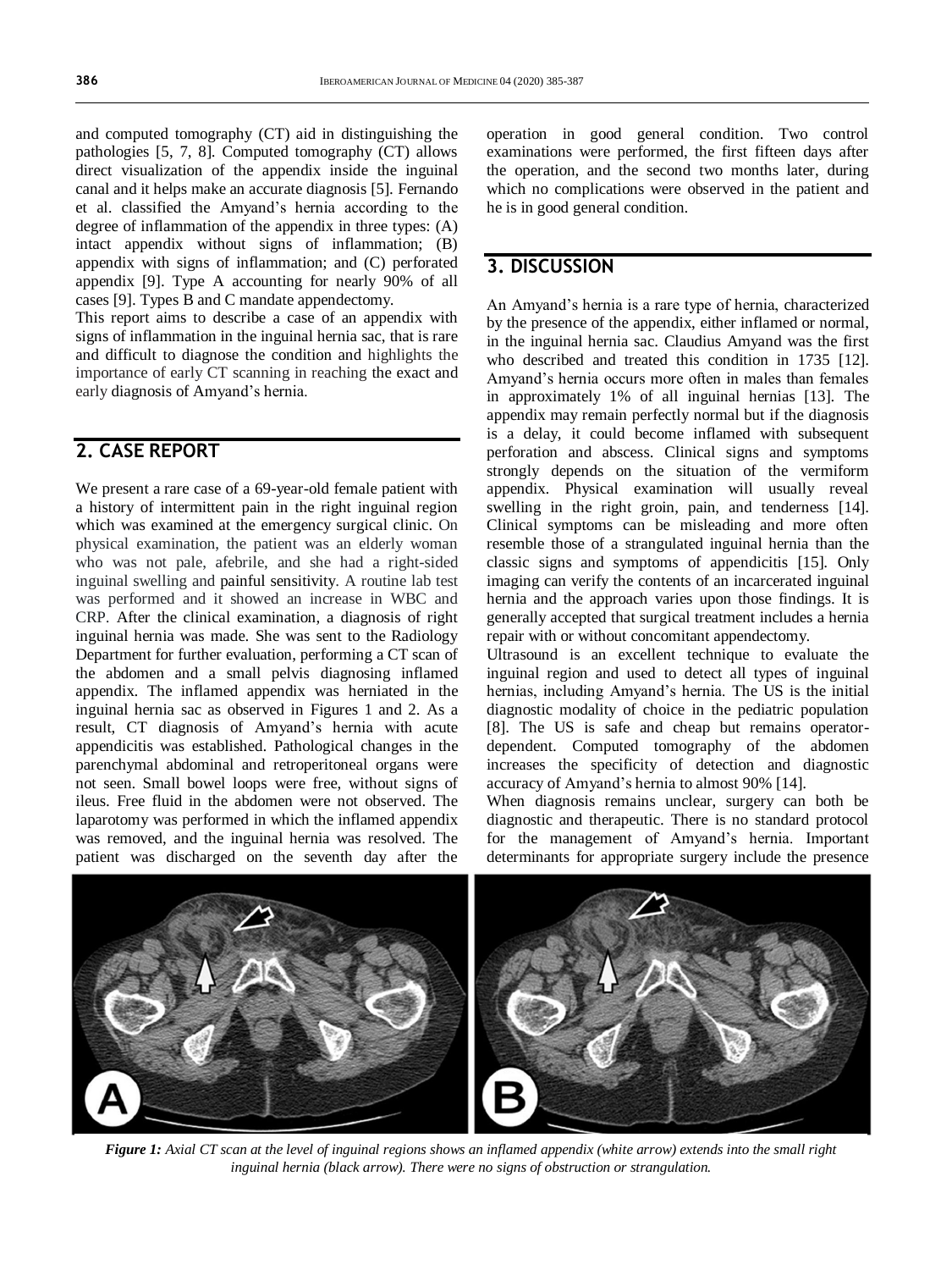and computed tomography (CT) aid in distinguishing the pathologies [5, 7, 8]. Computed tomography (CT) allows direct visualization of the appendix inside the inguinal canal and it helps make an accurate diagnosis [5]. Fernando et al. classified the Amyand's hernia according to the degree of inflammation of the appendix in three types: (A) intact appendix without signs of inflammation; (B) appendix with signs of inflammation; and (C) perforated appendix [9]. Type A accounting for nearly 90% of all cases [9]. Types B and C mandate appendectomy.

This report aims to describe a case of an appendix with signs of inflammation in the inguinal hernia sac, that is rare and difficult to diagnose the condition and highlights the importance of early CT scanning in reaching the exact and early diagnosis of Amyand's hernia.

## 2. CASE REPORT

We present a rare case of a 69-year-old female patient with a history of intermittent pain in the right inguinal region which was examined at the emergency surgical clinic. On physical examination, the patient was an elderly woman who was not pale, afebrile, and she had a right-sided inguinal swelling and painful sensitivity. A routine lab test was performed and it showed an increase in WBC and CRP. After the clinical examination, a diagnosis of right inguinal hernia was made. She was sent to the Radiology Department for further evaluation, performing a CT scan of the abdomen and a small pelvis diagnosing inflamed appendix. The inflamed appendix was herniated in the inguinal hernia sac as observed in Figures 1 and 2. As a result, CT diagnosis of Amyand's hernia with acute appendicitis was established. Pathological changes in the parenchymal abdominal and retroperitoneal organs were not seen. Small bowel loops were free, without signs of ileus. Free fluid in the abdomen were not observed. The laparotomy was performed in which the inflamed appendix was removed, and the inguinal hernia was resolved. The patient was discharged on the seventh day after the operation in good general condition. Two control examinations were performed, the first fifteen days after the operation, and the second two months later, during which no complications were observed in the patient and he is in good general condition.

## 3. DISCUSSION

An Amyand's hernia is a rare type of hernia, characterized by the presence of the appendix, either inflamed or normal, in the inguinal hernia sac. Claudius Amyand was the first who described and treated this condition in 1735 [12]. Amyand's hernia occurs more often in males than females in approximately 1% of all inguinal hernias [13]. The appendix may remain perfectly normal but if the diagnosis is a delay, it could become inflamed with subsequent perforation and abscess. Clinical signs and symptoms strongly depends on the situation of the vermiform appendix. Physical examination will usually reveal swelling in the right groin, pain, and tenderness [14]. Clinical symptoms can be misleading and more often resemble those of a strangulated inguinal hernia than the classic signs and symptoms of appendicitis [15]. Only imaging can verify the contents of an incarcerated inguinal hernia and the approach varies upon those findings. It is generally accepted that surgical treatment includes a hernia repair with or without concomitant appendectomy.

Ultrasound is an excellent technique to evaluate the inguinal region and used to detect all types of inguinal hernias, including Amyand's hernia. The US is the initial diagnostic modality of choice in the pediatric population [8]. The US is safe and cheap but remains operator-dependent. Computed tomography of the abdomen increases the specificity of detection and diagnostic accuracy of Amyand's hernia to almost 90% [14].

When diagnosis remains unclear, surgery can both be diagnostic and therapeutic. There is no standard protocol for the management of Amyand's hernia. Important determinants for appropriate surgery include the presence

*Figure 1: Axial CT scan at the level of inguinal regions shows an inflamed appendix (white arrow) extends into the small right inguinal hernia (black arrow). There were no signs of obstruction or strangulation.*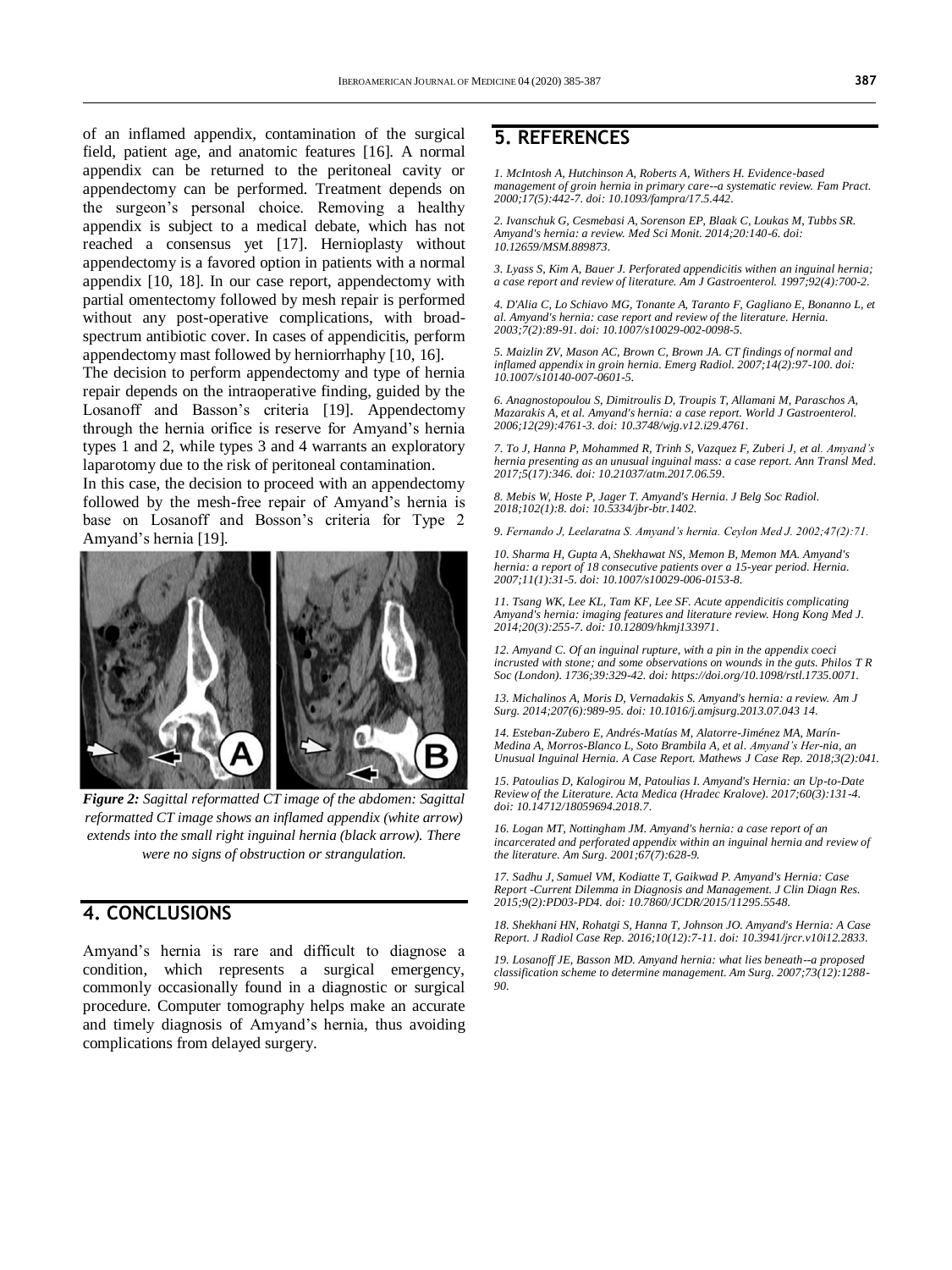of an inflamed appendix, contamination of the surgical field, patient age, and anatomic features [16]. A normal appendix can be returned to the peritoneal cavity or appendectomy can be performed. Treatment depends on the surgeon's personal choice. Removing a healthy appendix is subject to a medical debate, which has not reached a consensus yet [17]. Hernioplasty without appendectomy is a favored option in patients with a normal appendix [10, 18]. In our case report, appendectomy with partial omentectomy followed by mesh repair is performed without any post-operative complications, with broad-spectrum antibiotic cover. In cases of appendicitis, perform appendectomy mast followed by herniorrhaphy [10, 16].

The decision to perform appendectomy and type of hernia repair depends on the intraoperative finding, guided by the Losanoff and Basson's criteria [19]. Appendectomy through the hernia orifice is reserve for Amyand's hernia types 1 and 2, while types 3 and 4 warrants an exploratory laparotomy due to the risk of peritoneal contamination.

In this case, the decision to proceed with an appendectomy followed by the mesh-free repair of Amyand's hernia is base on Losanoff and Bosson's criteria for Type 2 Amyand's hernia [19].

***Figure 2:*** *Sagittal reformatted CT image of the abdomen: Sagittal reformatted CT image shows an inflamed appendix (white arrow) extends into the small right inguinal hernia (black arrow). There were no signs of obstruction or strangulation.*

## 4. CONCLUSIONS

Amyand's hernia is rare and difficult to diagnose a condition, which represents a surgical emergency, commonly occasionally found in a diagnostic or surgical procedure. Computer tomography helps make an accurate and timely diagnosis of Amyand's hernia, thus avoiding complications from delayed surgery.

## 5. REFERENCES

*1. McIntosh A, Hutchinson A, Roberts A, Withers H. Evidence-based management of groin hernia in primary care--a systematic review. Fam Pract. 2000;17(5):442-7. doi: 10.1093/fampra/17.5.442.*

*2. Ivanschuk G, Cesmebasi A, Sorenson EP, Blaak C, Loukas M, Tubbs SR. Amyand's hernia: a review. Med Sci Monit. 2014;20:140-6. doi: 10.12659/MSM.889873.*

*3. Lyass S, Kim A, Bauer J. Perforated appendicitis withen an inguinal hernia; a case report and review of literature. Am J Gastroenterol. 1997;92(4):700-2.*

*4. D'Alia C, Lo Schiavo MG, Tonante A, Taranto F, Gagliano E, Bonanno L, et al. Amyand's hernia: case report and review of the literature. Hernia. 2003;7(2):89-91. doi: 10.1007/s10029-002-0098-5.*

*5. Maizlin ZV, Mason AC, Brown C, Brown JA. CT findings of normal and inflamed appendix in groin hernia. Emerg Radiol. 2007;14(2):97-100. doi: 10.1007/s10140-007-0601-5.*

*6. Anagnostopoulou S, Dimitroulis D, Troupis T, Allamani M, Paraschos A, Mazarakis A, et al. Amyand's hernia: a case report. World J Gastroenterol. 2006;12(29):4761-3. doi: 10.3748/wjg.v12.i29.4761.*

*7. To J, Hanna P, Mohammed R, Trinh S, Vazquez F, Zuberi J, et al. Amyand's hernia presenting as an unusual inguinal mass: a case report. Ann Transl Med. 2017;5(17):346. doi: 10.21037/atm.2017.06.59.*

*8. Mebis W, Hoste P, Jager T. Amyand's Hernia. J Belg Soc Radiol. 2018;102(1):8. doi: 10.5334/jbr-btr.1402.*

*9. Fernando J, Leelaratna S. Amyand's hernia. Ceylon Med J. 2002;47(2):71.*

*10. Sharma H, Gupta A, Shekhawat NS, Memon B, Memon MA. Amyand's hernia: a report of 18 consecutive patients over a 15-year period. Hernia. 2007;11(1):31-5. doi: 10.1007/s10029-006-0153-8.*

*11. Tsang WK, Lee KL, Tam KF, Lee SF. Acute appendicitis complicating Amyand's hernia: imaging features and literature review. Hong Kong Med J. 2014;20(3):255-7. doi: 10.12809/hkmj133971.*

*12. Amyand C. Of an inguinal rupture, with a pin in the appendix coeci incrusted with stone; and some observations on wounds in the guts. Philos T R Soc (London). 1736;39:329-42. doi: https://doi.org/10.1098/rstl.1735.0071.*

*13. Michalinos A, Moris D, Vernadakis S. Amyand's hernia: a review. Am J Surg. 2014;207(6):989-95. doi: 10.1016/j.amjsurg.2013.07.043 14.*

*14. Esteban-Zubero E, Andrés-Matías M, Alatorre-Jiménez MA, Marín-Medina A, Morros-Blanco L, Soto Brambila A, et al. Amyand's Her-nia, an Unusual Inguinal Hernia. A Case Report. Mathews J Case Rep. 2018;3(2):041.*

*15. Patoulias D, Kalogirou M, Patoulias I. Amyand's Hernia: an Up-to-Date Review of the Literature. Acta Medica (Hradec Kralove). 2017;60(3):131-4. doi: 10.14712/18059694.2018.7.*

*16. Logan MT, Nottingham JM. Amyand's hernia: a case report of an incarcerated and perforated appendix within an inguinal hernia and review of the literature. Am Surg. 2001;67(7):628-9.*

*17. Sadhu J, Samuel VM, Kodiatte T, Gaikwad P. Amyand's Hernia: Case Report -Current Dilemma in Diagnosis and Management. J Clin Diagn Res. 2015;9(2):PD03-PD4. doi: 10.7860/JCDR/2015/11295.5548.*

*18. Shekhani HN, Rohatgi S, Hanna T, Johnson JO. Amyand's Hernia: A Case Report. J Radiol Case Rep. 2016;10(12):7-11. doi: 10.3941/jrcr.v10i12.2833.*

*19. Losanoff JE, Basson MD. Amyand hernia: what lies beneath--a proposed classification scheme to determine management. Am Surg. 2007;73(12):1288-90.*